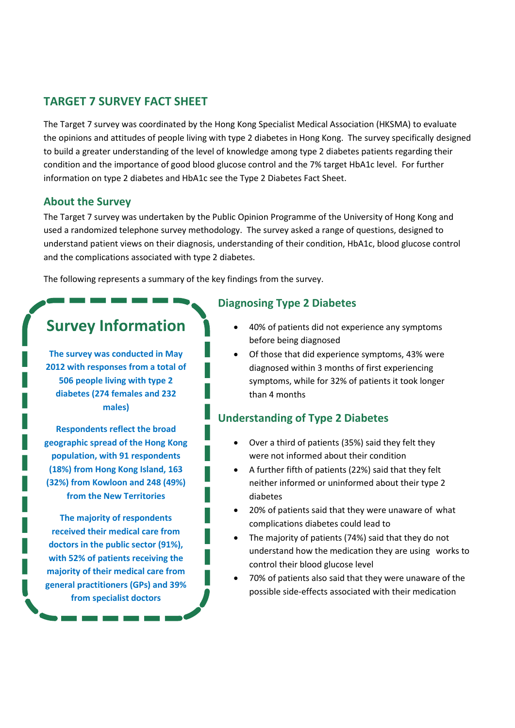# TARGET 7 SURVEY FACT SHEET

The Target 7 survey was coordinated by the Hong Kong Specialist Medical Association (HKSMA) to evaluate the opinions and attitudes of people living with type 2 diabetes in Hong Kong. The survey specifically designed to build a greater understanding of the level of knowledge among type 2 diabetes patients regarding their condition and the importance of good blood glucose control and the 7% target HbA1c level. For further information on type 2 diabetes and HbA1c see the Type 2 Diabetes Fact Sheet.

## About the Survey

The Target 7 survey was undertaken by the Public Opinion Programme of the University of Hong Kong and used a randomized telephone survey methodology. The survey asked a range of questions, designed to understand patient views on their diagnosis, understanding of their condition, HbA1c, blood glucose control and the complications associated with type 2 diabetes.

The following represents a summary of the key findings from the survey.

## Survey Information

**The survey was conducted in May 2012 with responses from a total of 506 people living with type 2 diabetes (274 females and 232 males)**

**Respondents reflect the broad geographic spread of the Hong Kong population, with 91 respondents (18%) from Hong Kong Island, 163 (32%) from Kowloon and 248 (49%) from the New Territories**

**The majority of respondents received their medical care from doctors in the public sector (91%), with 52% of patients receiving the majority of their medical care from general practitioners (GPs) and 39% from specialist doctors**

## Diagnosing Type 2 Diabetes

- 40% of patients did not experience any symptoms before being diagnosed
- Of those that did experience symptoms, 43% were diagnosed within 3 months of first experiencing symptoms, while for 32% of patients it took longer than 4 months

## Understanding of Type 2 Diabetes

- Over a third of patients (35%) said they felt they were not informed about their condition
- A further fifth of patients (22%) said that they felt neither informed or uninformed about their type 2 diabetes
- 20% of patients said that they were unaware of what complications diabetes could lead to
- The majority of patients (74%) said that they do not understand how the medication they are using works to control their blood glucose level
- 70% of patients also said that they were unaware of the possible side-effects associated with their medication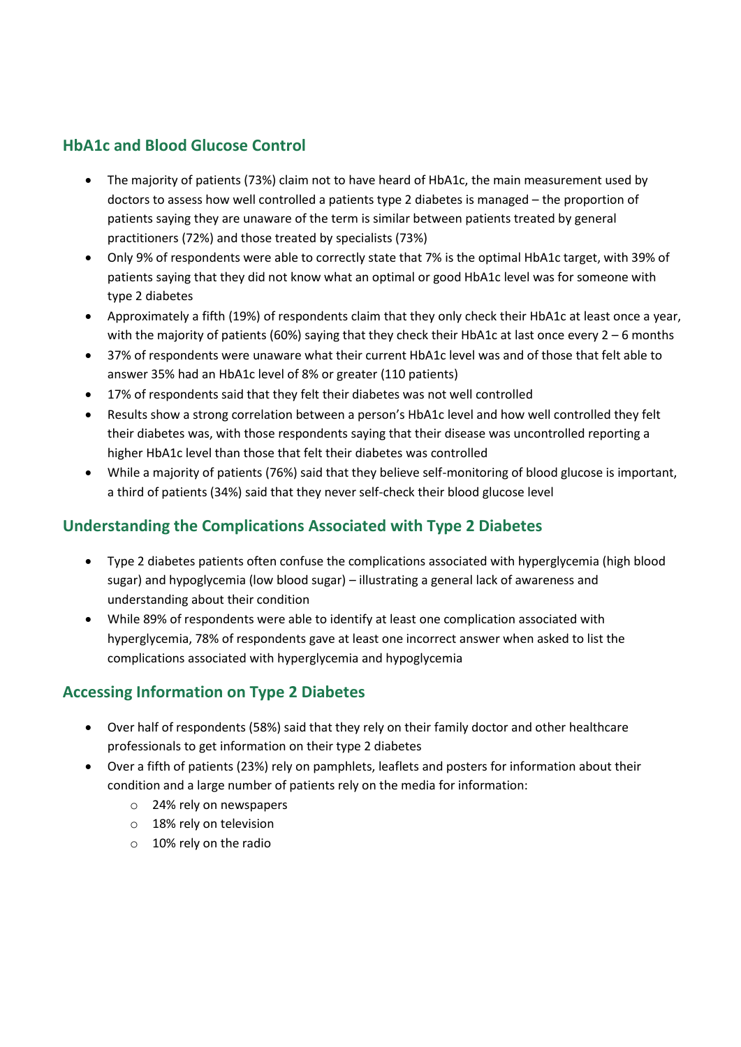## HbA1c and Blood Glucose Control

- The majority of patients (73%) claim not to have heard of HbA1c, the main measurement used by doctors to assess how well controlled a patients type 2 diabetes is managed – the proportion of patients saying they are unaware of the term is similar between patients treated by general practitioners (72%) and those treated by specialists (73%)
- Only 9% of respondents were able to correctly state that 7% is the optimal HbA1c target, with 39% of patients saying that they did not know what an optimal or good HbA1c level was for someone with type 2 diabetes
- Approximately a fifth (19%) of respondents claim that they only check their HbA1c at least once a year, with the majority of patients (60%) saying that they check their HbA1c at last once every 2 – 6 months
- 37% of respondents were unaware what their current HbA1c level was and of those that felt able to answer 35% had an HbA1c level of 8% or greater (110 patients)
- 17% of respondents said that they felt their diabetes was not well controlled
- Results show a strong correlation between a person's HbA1c level and how well controlled they felt their diabetes was, with those respondents saying that their disease was uncontrolled reporting a higher HbA1c level than those that felt their diabetes was controlled
- While a majority of patients (76%) said that they believe self-monitoring of blood glucose is important, a third of patients (34%) said that they never self-check their blood glucose level

## Understanding the Complications Associated with Type 2 Diabetes

- Type 2 diabetes patients often confuse the complications associated with hyperglycemia (high blood sugar) and hypoglycemia (low blood sugar) – illustrating a general lack of awareness and understanding about their condition
- While 89% of respondents were able to identify at least one complication associated with hyperglycemia, 78% of respondents gave at least one incorrect answer when asked to list the complications associated with hyperglycemia and hypoglycemia

## Accessing Information on Type 2 Diabetes

- Over half of respondents (58%) said that they rely on their family doctor and other healthcare professionals to get information on their type 2 diabetes
- Over a fifth of patients (23%) rely on pamphlets, leaflets and posters for information about their condition and a large number of patients rely on the media for information:
  - 24% rely on newspapers
  - 18% rely on television
  - 10% rely on the radio